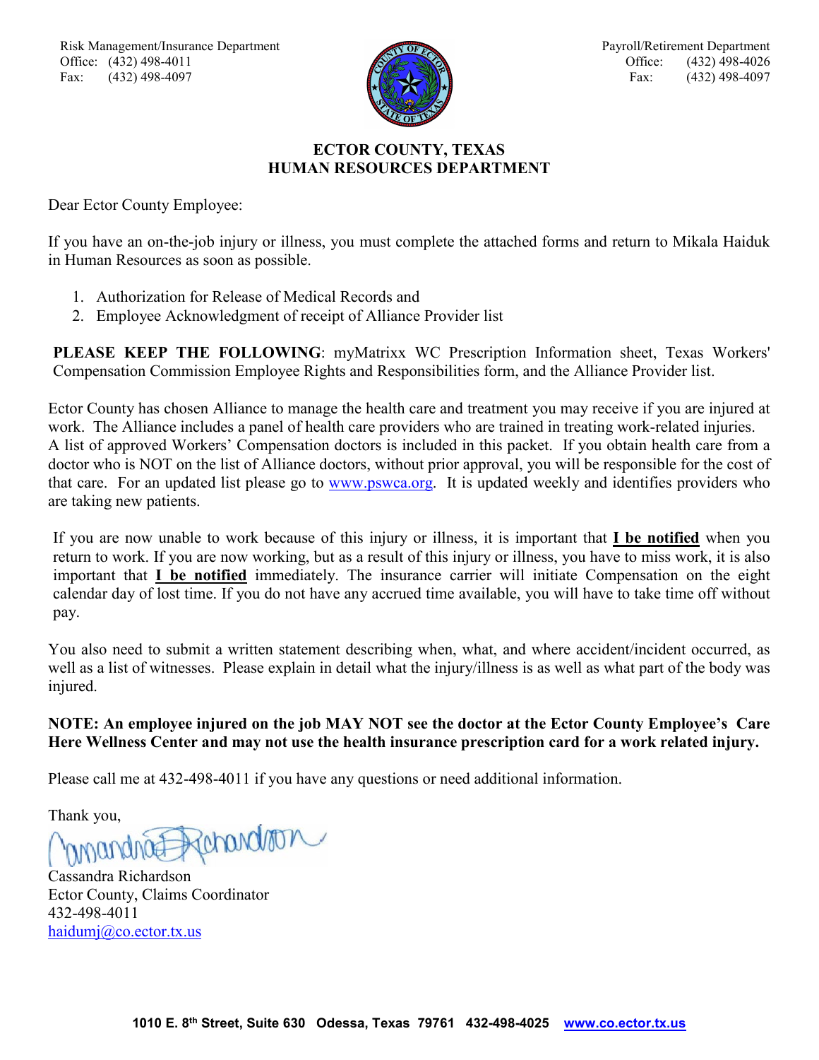Risk Management/Insurance Department
Office: (432) 498-4011
Fax: (432) 498-4097

Payroll/Retirement Department
Office: (432) 498-4026
Fax: (432) 498-4097

# ECTOR COUNTY, TEXAS
## HUMAN RESOURCES DEPARTMENT

Dear Ector County Employee:

If you have an on-the-job injury or illness, you must complete the attached forms and return to Mikala Haiduk in Human Resources as soon as possible.

1. Authorization for Release of Medical Records and
2. Employee Acknowledgment of receipt of Alliance Provider list

**PLEASE KEEP THE FOLLOWING**: myMatrixx WC Prescription Information sheet, Texas Workers' Compensation Commission Employee Rights and Responsibilities form, and the Alliance Provider list.

Ector County has chosen Alliance to manage the health care and treatment you may receive if you are injured at work. The Alliance includes a panel of health care providers who are trained in treating work-related injuries. A list of approved Workers' Compensation doctors is included in this packet. If you obtain health care from a doctor who is NOT on the list of Alliance doctors, without prior approval, you will be responsible for the cost of that care. For an updated list please go to www.pswca.org. It is updated weekly and identifies providers who are taking new patients.

If you are now unable to work because of this injury or illness, it is important that **I be notified** when you return to work. If you are now working, but as a result of this injury or illness, you have to miss work, it is also important that **I be notified** immediately. The insurance carrier will initiate Compensation on the eight calendar day of lost time. If you do not have any accrued time available, you will have to take time off without pay.

You also need to submit a written statement describing when, what, and where accident/incident occurred, as well as a list of witnesses. Please explain in detail what the injury/illness is as well as what part of the body was injured.

**NOTE: An employee injured on the job MAY NOT see the doctor at the Ector County Employee's Care Here Wellness Center and may not use the health insurance prescription card for a work related injury.**

Please call me at 432-498-4011 if you have any questions or need additional information.

Thank you,

Cassandra Richardson
Ector County, Claims Coordinator
432-498-4011
haidumj@co.ector.tx.us

1010 E. 8th Street, Suite 630 Odessa, Texas 79761 432-498-4025 www.co.ector.tx.us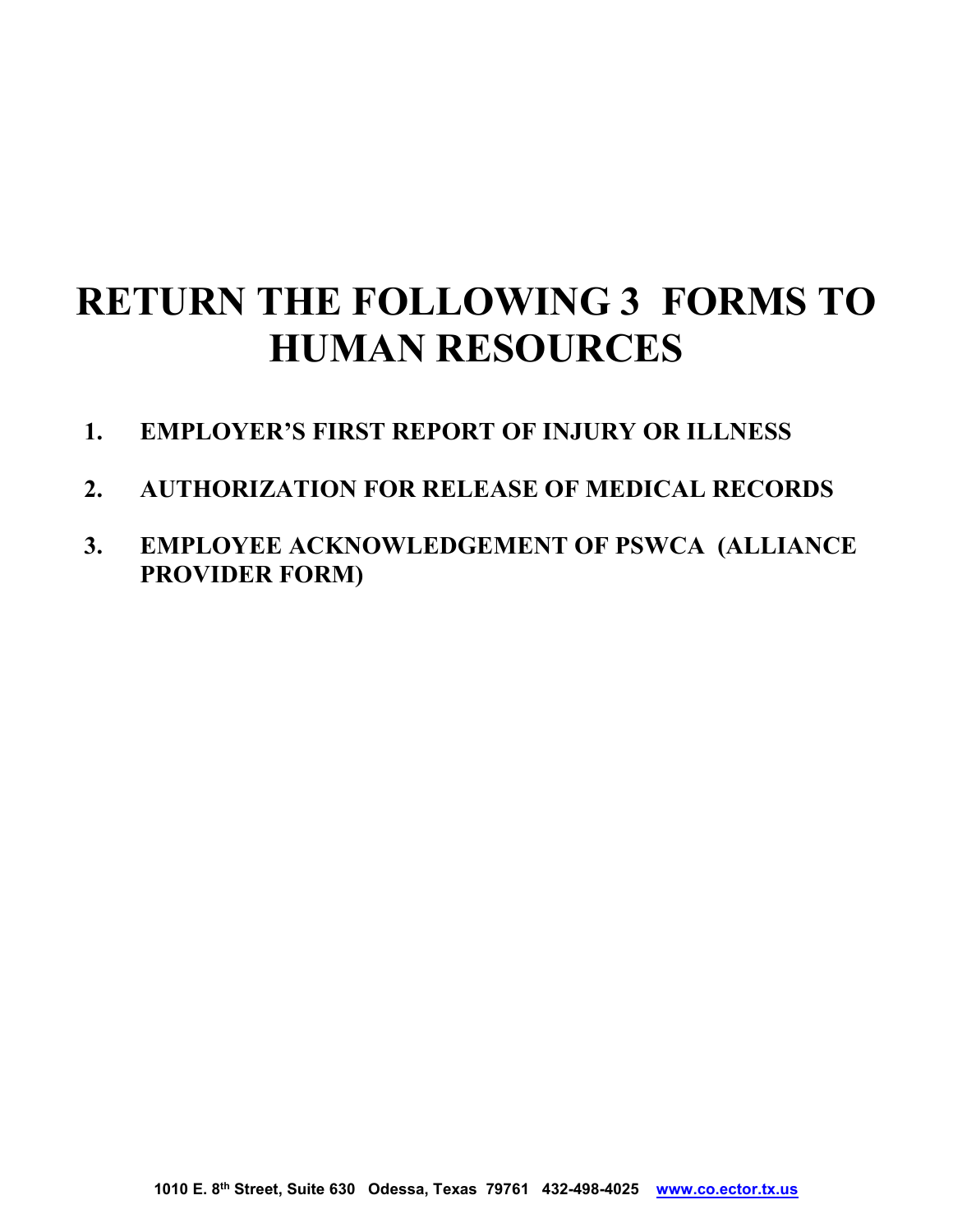# RETURN THE FOLLOWING 3 FORMS TO HUMAN RESOURCES

1. **EMPLOYER'S FIRST REPORT OF INJURY OR ILLNESS**
2. **AUTHORIZATION FOR RELEASE OF MEDICAL RECORDS**
3. **EMPLOYEE ACKNOWLEDGEMENT OF PSWCA (ALLIANCE PROVIDER FORM)**

1010 E. 8th Street, Suite 630 Odessa, Texas 79761 432-498-4025 www.co.ector.tx.us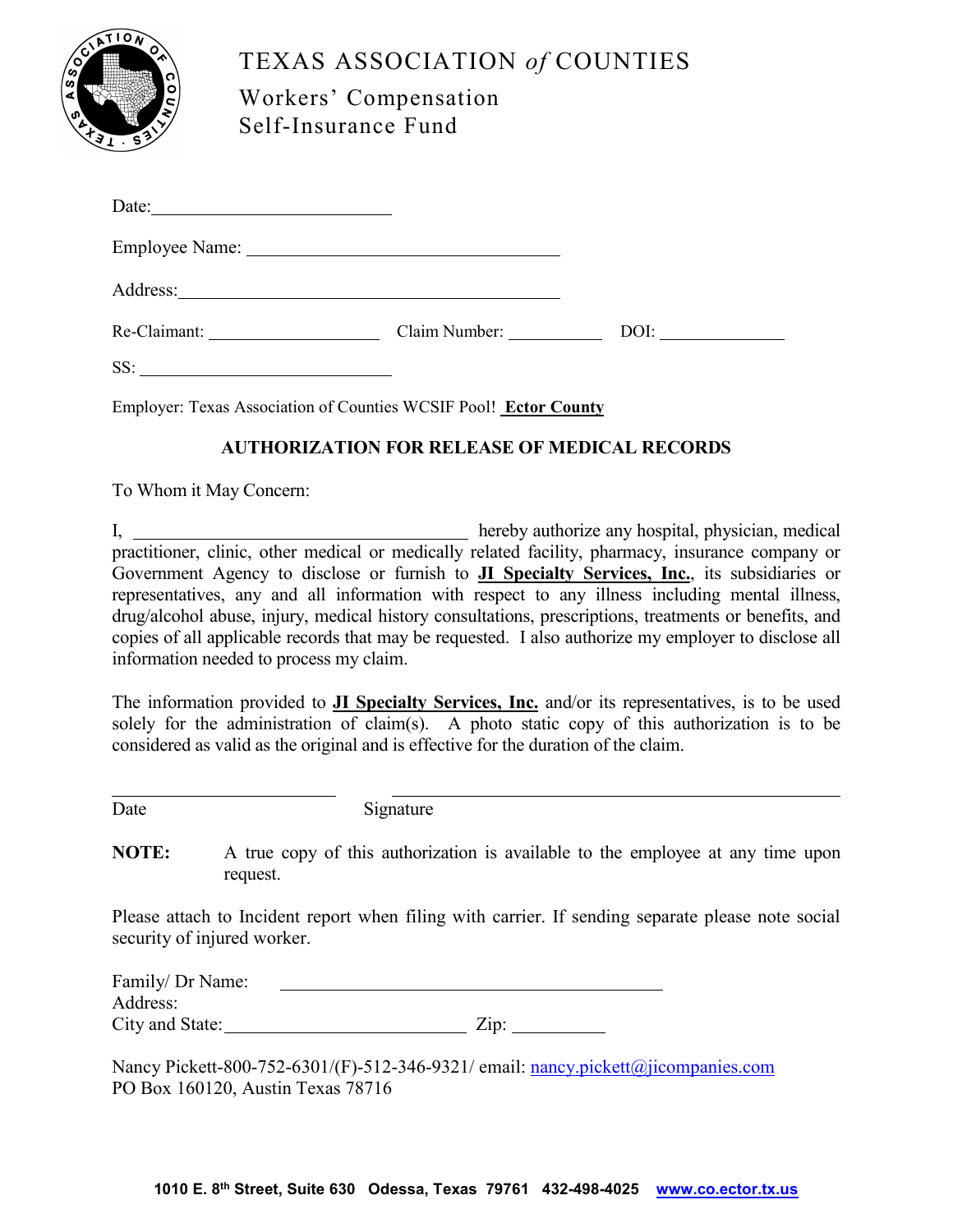# TEXAS ASSOCIATION *of* COUNTIES

## Workers' Compensation Self-Insurance Fund

Date: ____________________________

Employee Name: ____________________________________

Address: _________________________________________

Re-Claimant: ____________________ Claim Number: ___________ DOI: ______________

SS: ____________________________

Employer: Texas Association of Counties WCSIF Pool! **Ector County**

### AUTHORIZATION FOR RELEASE OF MEDICAL RECORDS

To Whom it May Concern:

I, ______________________________________ hereby authorize any hospital, physician, medical practitioner, clinic, other medical or medically related facility, pharmacy, insurance company or Government Agency to disclose or furnish to **JI Specialty Services, Inc.**, its subsidiaries or representatives, any and all information with respect to any illness including mental illness, drug/alcohol abuse, injury, medical history consultations, prescriptions, treatments or benefits, and copies of all applicable records that may be requested. I also authorize my employer to disclose all information needed to process my claim.

The information provided to **JI Specialty Services, Inc.** and/or its representatives, is to be used solely for the administration of claim(s). A photo static copy of this authorization is to be considered as valid as the original and is effective for the duration of the claim.

_________________________ _______________________________________________

Date Signature

**NOTE:** A true copy of this authorization is available to the employee at any time upon request.

Please attach to Incident report when filing with carrier. If sending separate please note social security of injured worker.

Family/ Dr Name: ___________________________________________

Address:

City and State: ___________________________ Zip: __________

Nancy Pickett-800-752-6301/(F)-512-346-9321/ email: nancy.pickett@jicompanies.com
PO Box 160120, Austin Texas 78716

**1010 E. 8th Street, Suite 630 Odessa, Texas 79761 432-498-4025 www.co.ector.tx.us**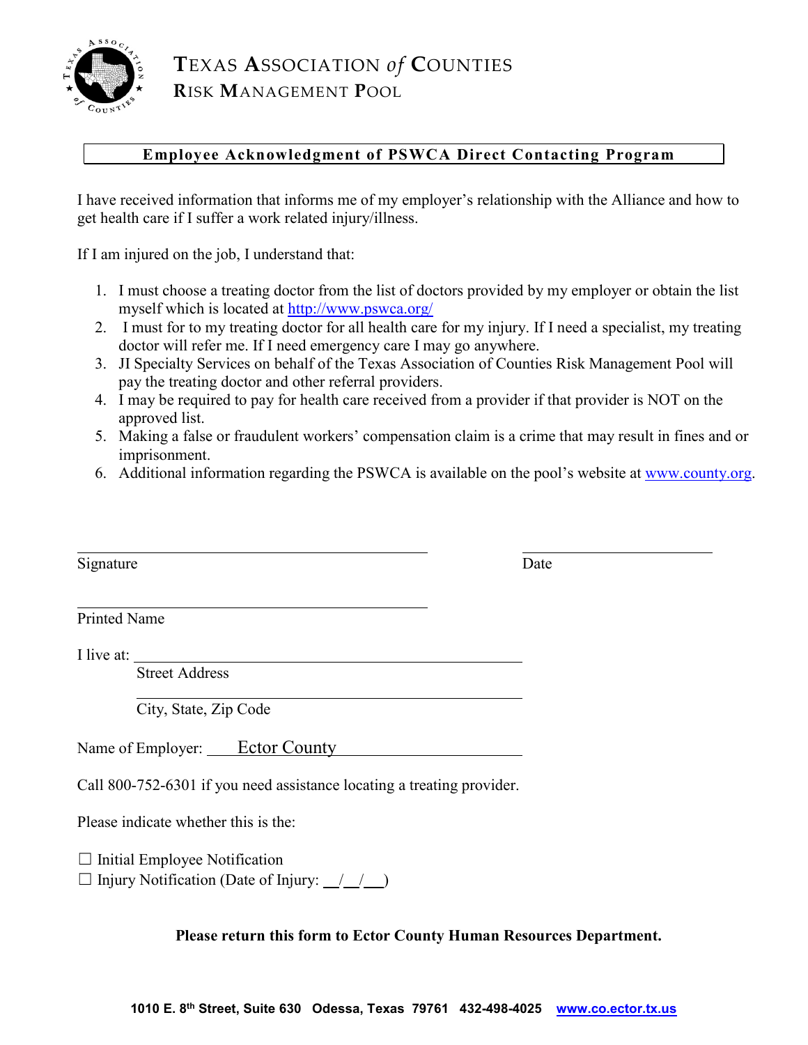# Texas Association *of* Counties
## Risk Management Pool

**Employee Acknowledgment of PSWCA Direct Contacting Program**

I have received information that informs me of my employer's relationship with the Alliance and how to get health care if I suffer a work related injury/illness.

If I am injured on the job, I understand that:

1. I must choose a treating doctor from the list of doctors provided by my employer or obtain the list myself which is located at http://www.pswca.org/
2. I must for to my treating doctor for all health care for my injury. If I need a specialist, my treating doctor will refer me. If I need emergency care I may go anywhere.
3. JI Specialty Services on behalf of the Texas Association of Counties Risk Management Pool will pay the treating doctor and other referral providers.
4. I may be required to pay for health care received from a provider if that provider is NOT on the approved list.
5. Making a false or fraudulent workers' compensation claim is a crime that may result in fines and or imprisonment.
6. Additional information regarding the PSWCA is available on the pool's website at www.county.org.

\_\_\_\_\_\_\_\_\_\_\_\_\_\_\_\_\_\_\_\_\_\_\_\_\_\_\_\_\_\_\_\_\_\_\_\_ \_\_\_\_\_\_\_\_\_\_\_\_\_\_\_\_\_\_\_\_
Signature Date

\_\_\_\_\_\_\_\_\_\_\_\_\_\_\_\_\_\_\_\_\_\_\_\_\_\_\_\_\_\_\_\_\_\_\_\_
Printed Name

I live at: \_\_\_\_\_\_\_\_\_\_\_\_\_\_\_\_\_\_\_\_\_\_\_\_\_\_\_\_\_\_\_\_\_\_\_\_\_\_
Street Address

\_\_\_\_\_\_\_\_\_\_\_\_\_\_\_\_\_\_\_\_\_\_\_\_\_\_\_\_\_\_\_\_\_\_\_\_\_\_
City, State, Zip Code

Name of Employer: Ector County

Call 800-752-6301 if you need assistance locating a treating provider.

Please indicate whether this is the:

☐ Initial Employee Notification
☐ Injury Notification (Date of Injury: \_\_/\_\_/\_\_)

**Please return this form to Ector County Human Resources Department.**

**1010 E. 8th Street, Suite 630 Odessa, Texas 79761 432-498-4025 www.co.ector.tx.us**